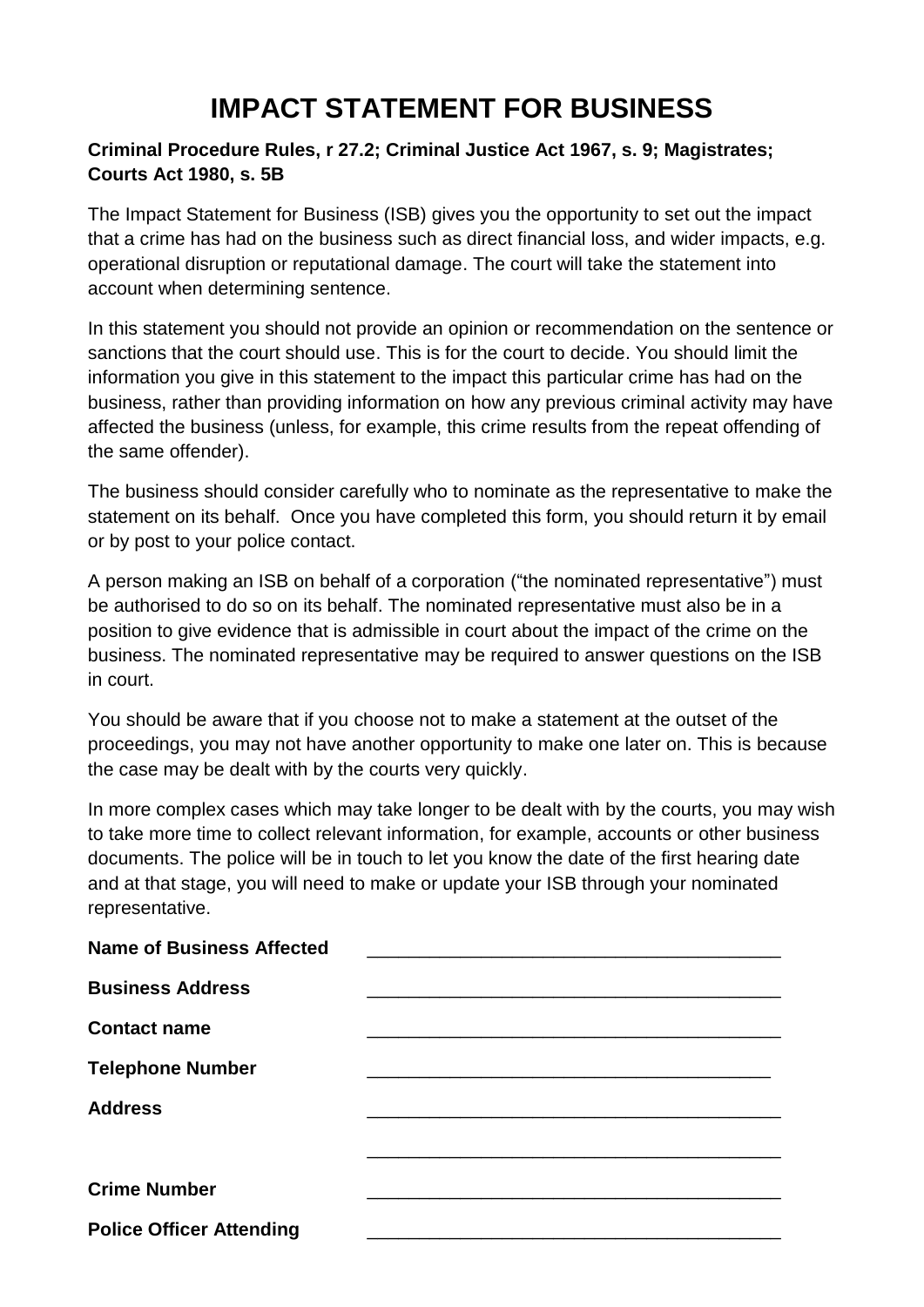# IMPACT STATEMENT FOR BUSINESS

**Criminal Procedure Rules, r 27.2; Criminal Justice Act 1967, s. 9; Magistrates; Courts Act 1980, s. 5B**

The Impact Statement for Business (ISB) gives you the opportunity to set out the impact that a crime has had on the business such as direct financial loss, and wider impacts, e.g. operational disruption or reputational damage. The court will take the statement into account when determining sentence.

In this statement you should not provide an opinion or recommendation on the sentence or sanctions that the court should use. This is for the court to decide. You should limit the information you give in this statement to the impact this particular crime has had on the business, rather than providing information on how any previous criminal activity may have affected the business (unless, for example, this crime results from the repeat offending of the same offender).

The business should consider carefully who to nominate as the representative to make the statement on its behalf. Once you have completed this form, you should return it by email or by post to your police contact.

A person making an ISB on behalf of a corporation ("the nominated representative") must be authorised to do so on its behalf. The nominated representative must also be in a position to give evidence that is admissible in court about the impact of the crime on the business. The nominated representative may be required to answer questions on the ISB in court.

You should be aware that if you choose not to make a statement at the outset of the proceedings, you may not have another opportunity to make one later on. This is because the case may be dealt with by the courts very quickly.

In more complex cases which may take longer to be dealt with by the courts, you may wish to take more time to collect relevant information, for example, accounts or other business documents. The police will be in touch to let you know the date of the first hearing date and at that stage, you will need to make or update your ISB through your nominated representative.

**Name of Business Affected** ________________________________________

**Business Address** ________________________________________

**Contact name** ________________________________________

**Telephone Number** ________________________________________

**Address** ________________________________________

________________________________________

**Crime Number** ________________________________________

**Police Officer Attending** ________________________________________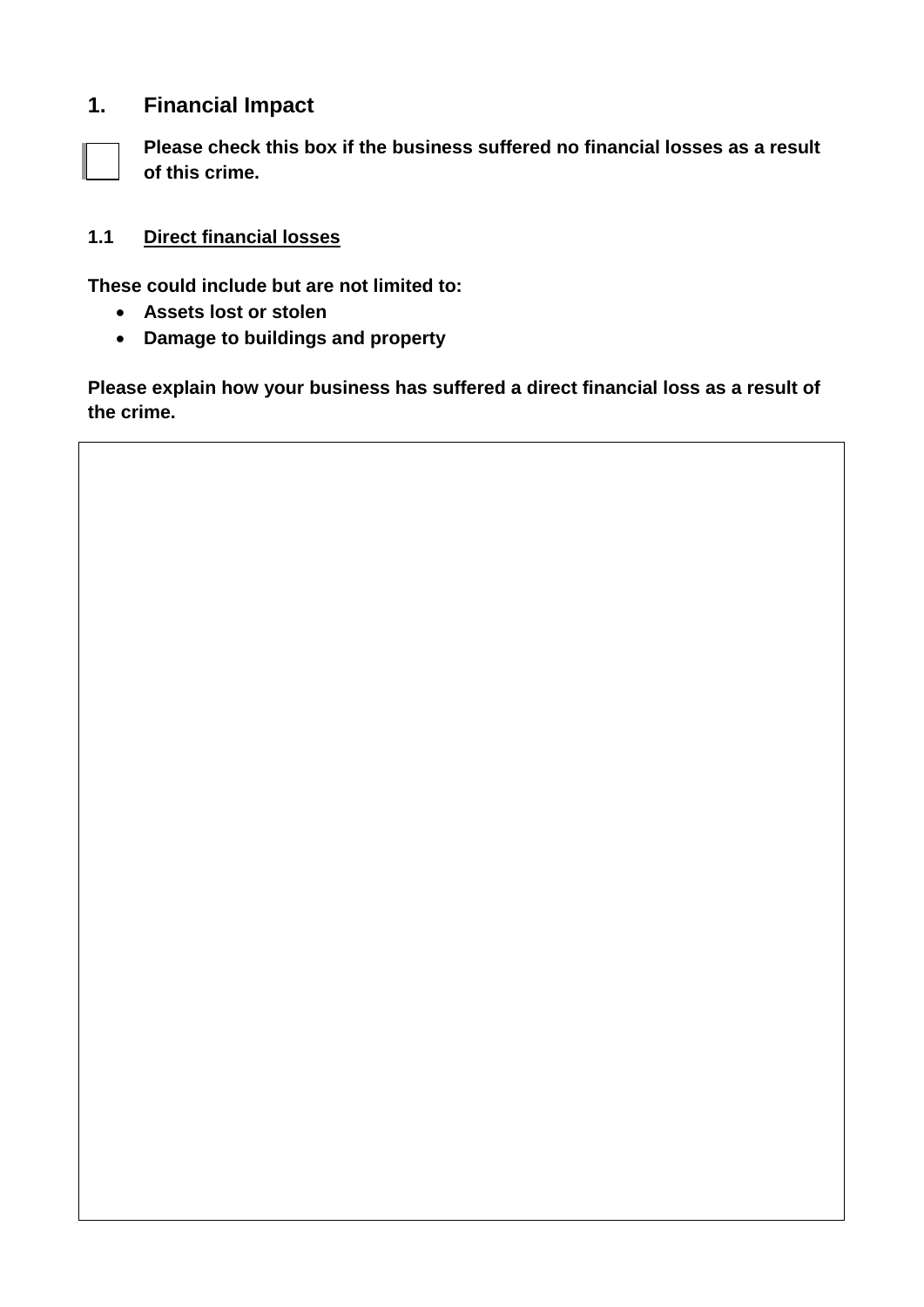## 1. Financial Impact

☐ **Please check this box if the business suffered no financial losses as a result of this crime.**

### 1.1 Direct financial losses

**These could include but are not limited to:**

- **Assets lost or stolen**
- **Damage to buildings and property**

**Please explain how your business has suffered a direct financial loss as a result of the crime.**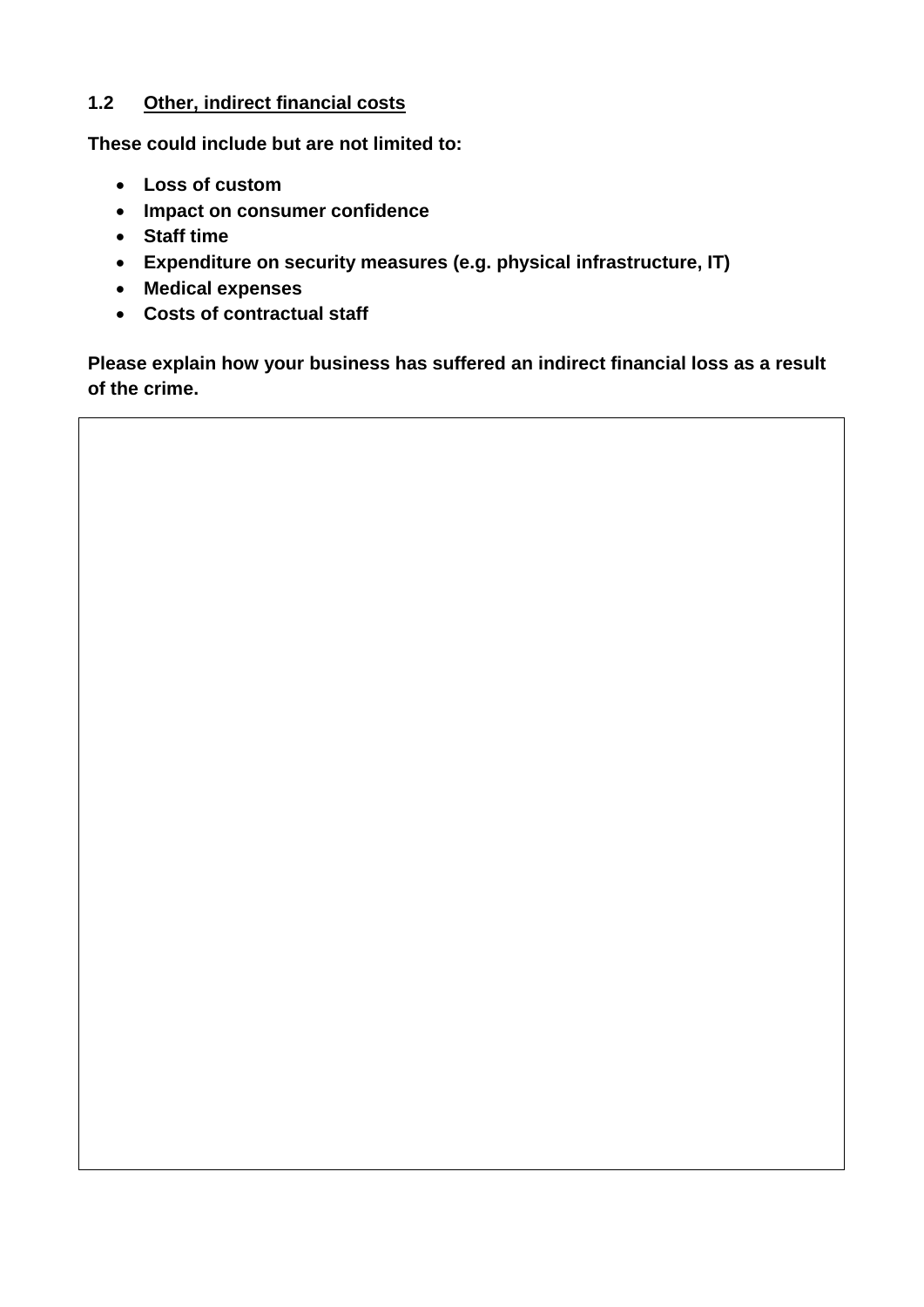### 1.2 Other, indirect financial costs

**These could include but are not limited to:**

- **Loss of custom**
- **Impact on consumer confidence**
- **Staff time**
- **Expenditure on security measures (e.g. physical infrastructure, IT)**
- **Medical expenses**
- **Costs of contractual staff**

**Please explain how your business has suffered an indirect financial loss as a result of the crime.**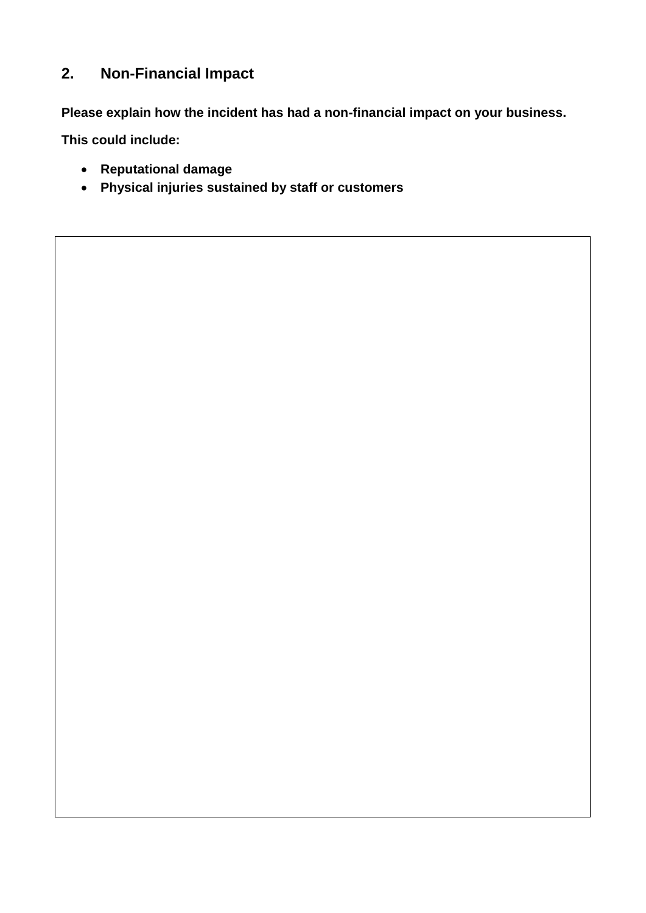## 2. Non-Financial Impact

**Please explain how the incident has had a non-financial impact on your business.**

**This could include:**

- **Reputational damage**
- **Physical injuries sustained by staff or customers**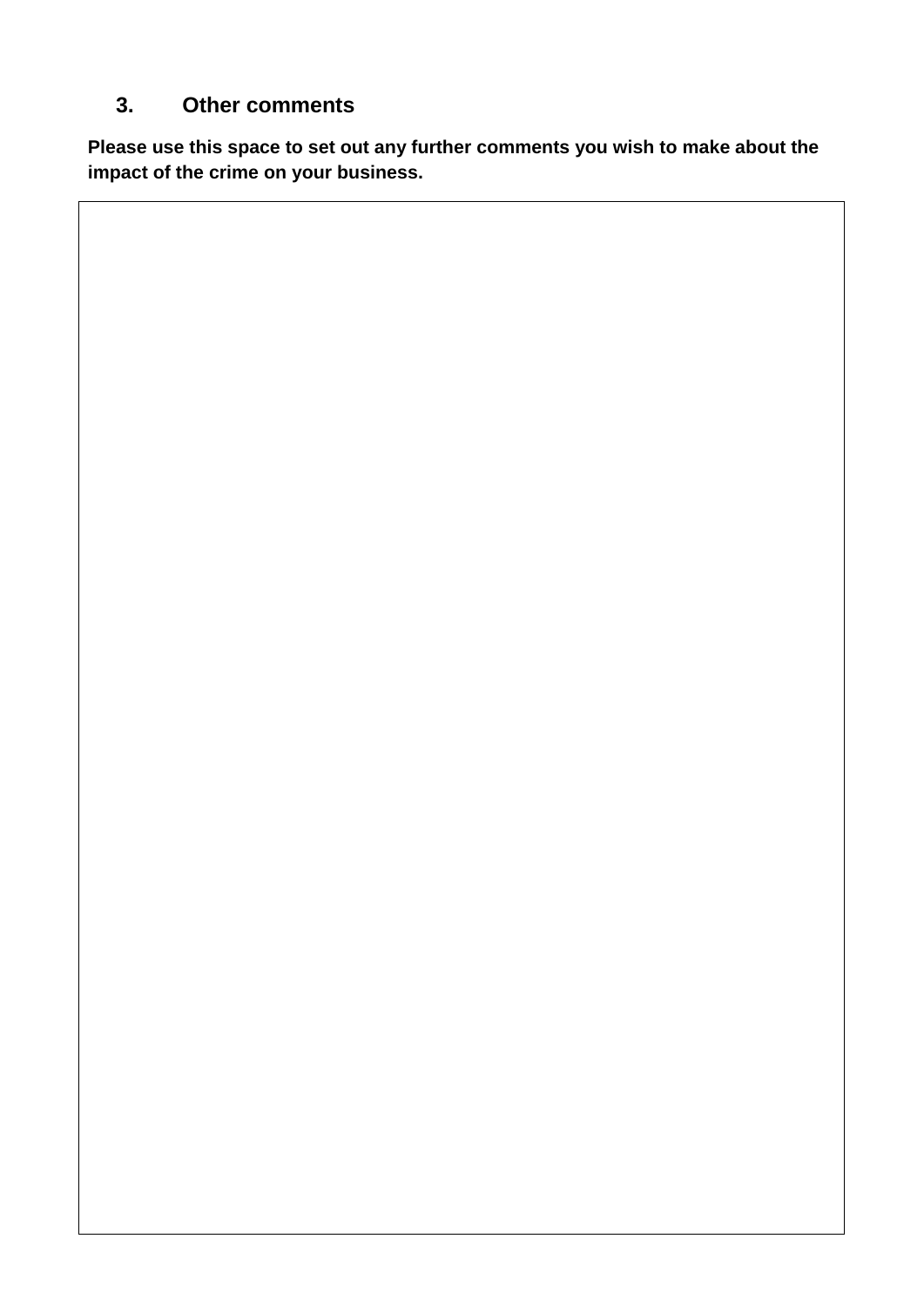## 3. Other comments

**Please use this space to set out any further comments you wish to make about the impact of the crime on your business.**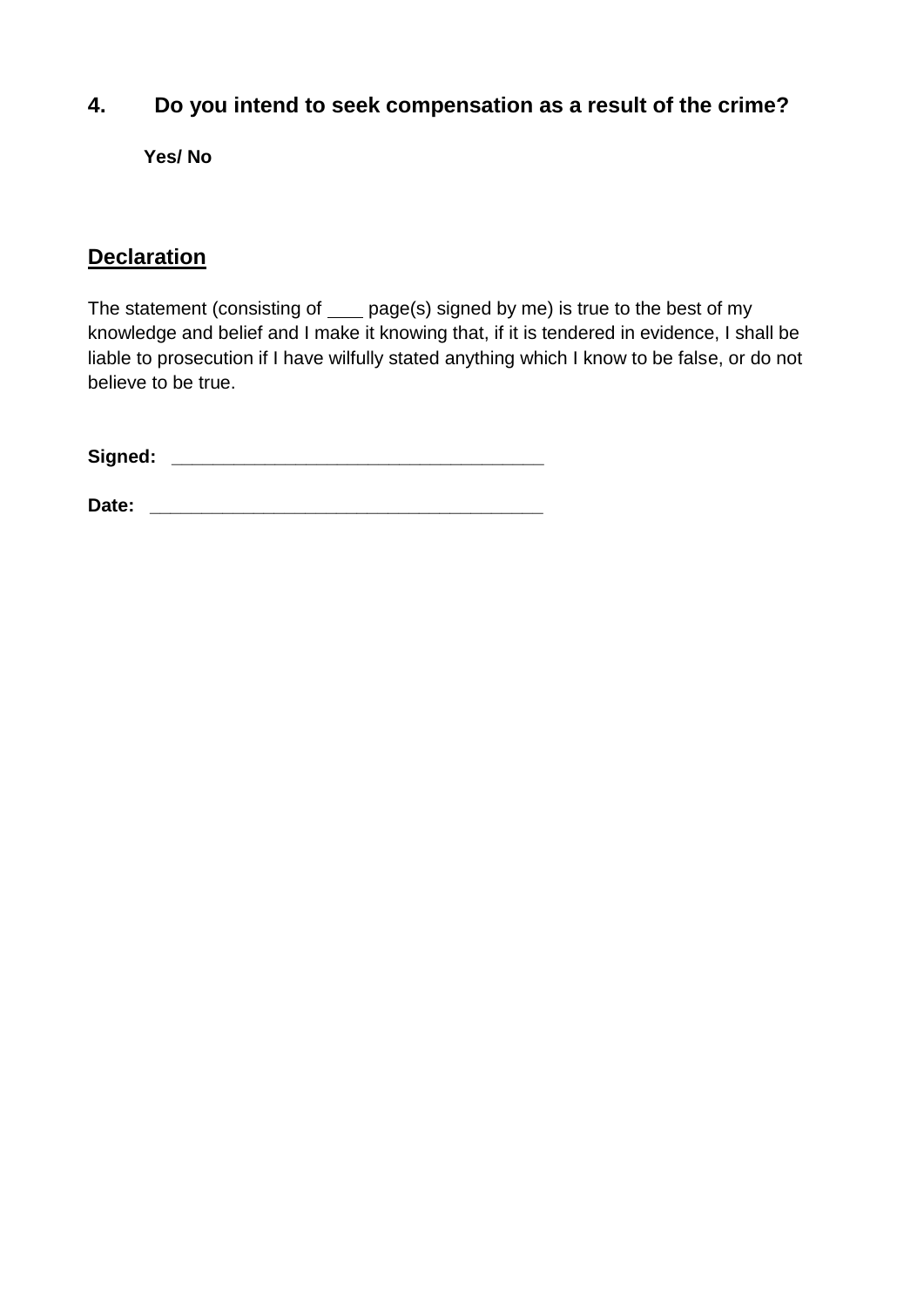**4. Do you intend to seek compensation as a result of the crime?**

**Yes/ No**

## Declaration

The statement (consisting of ___ page(s) signed by me) is true to the best of my knowledge and belief and I make it knowing that, if it is tendered in evidence, I shall be liable to prosecution if I have wilfully stated anything which I know to be false, or do not believe to be true.

**Signed:** ____________________________________

**Date:** ______________________________________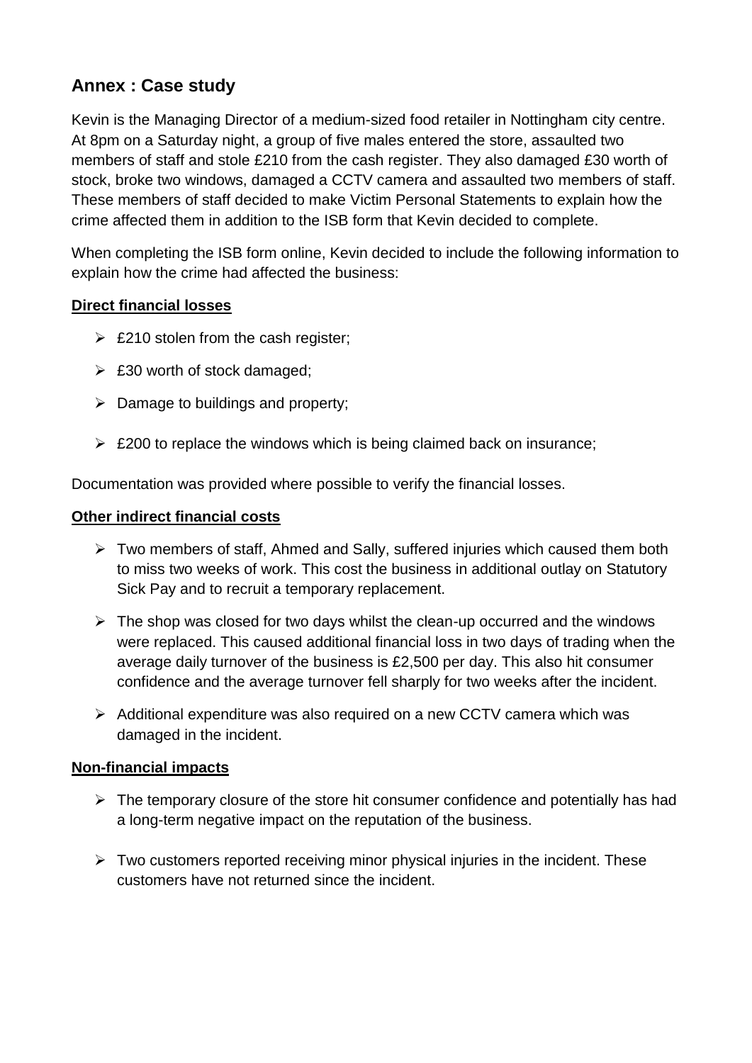## Annex : Case study

Kevin is the Managing Director of a medium-sized food retailer in Nottingham city centre. At 8pm on a Saturday night, a group of five males entered the store, assaulted two members of staff and stole £210 from the cash register. They also damaged £30 worth of stock, broke two windows, damaged a CCTV camera and assaulted two members of staff. These members of staff decided to make Victim Personal Statements to explain how the crime affected them in addition to the ISB form that Kevin decided to complete.

When completing the ISB form online, Kevin decided to include the following information to explain how the crime had affected the business:

**Direct financial losses**

- £210 stolen from the cash register;
- £30 worth of stock damaged;
- Damage to buildings and property;
- £200 to replace the windows which is being claimed back on insurance;

Documentation was provided where possible to verify the financial losses.

**Other indirect financial costs**

- Two members of staff, Ahmed and Sally, suffered injuries which caused them both to miss two weeks of work. This cost the business in additional outlay on Statutory Sick Pay and to recruit a temporary replacement.
- The shop was closed for two days whilst the clean-up occurred and the windows were replaced. This caused additional financial loss in two days of trading when the average daily turnover of the business is £2,500 per day. This also hit consumer confidence and the average turnover fell sharply for two weeks after the incident.
- Additional expenditure was also required on a new CCTV camera which was damaged in the incident.

**Non-financial impacts**

- The temporary closure of the store hit consumer confidence and potentially has had a long-term negative impact on the reputation of the business.
- Two customers reported receiving minor physical injuries in the incident. These customers have not returned since the incident.